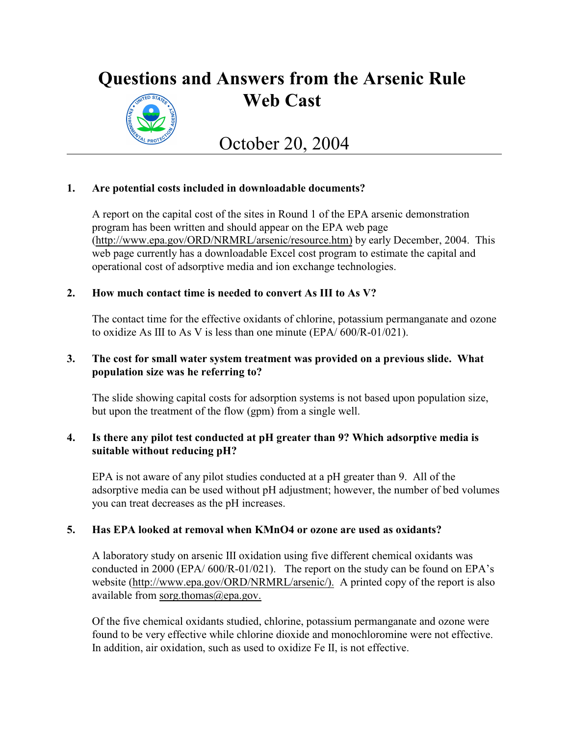# Questions and Answers from the Arsenic Rule Web Cast

## October 20, 2004

**1. Are potential costs included in downloadable documents?**

A report on the capital cost of the sites in Round 1 of the EPA arsenic demonstration program has been written and should appear on the EPA web page (http://www.epa.gov/ORD/NRMRL/arsenic/resource.htm) by early December, 2004. This web page currently has a downloadable Excel cost program to estimate the capital and operational cost of adsorptive media and ion exchange technologies.

**2. How much contact time is needed to convert As III to As V?**

The contact time for the effective oxidants of chlorine, potassium permanganate and ozone to oxidize As III to As V is less than one minute (EPA/ 600/R-01/021).

**3. The cost for small water system treatment was provided on a previous slide. What population size was he referring to?**

The slide showing capital costs for adsorption systems is not based upon population size, but upon the treatment of the flow (gpm) from a single well.

**4. Is there any pilot test conducted at pH greater than 9? Which adsorptive media is suitable without reducing pH?**

EPA is not aware of any pilot studies conducted at a pH greater than 9. All of the adsorptive media can be used without pH adjustment; however, the number of bed volumes you can treat decreases as the pH increases.

**5. Has EPA looked at removal when $KMnO_4$ or ozone are used as oxidants?**

A laboratory study on arsenic III oxidation using five different chemical oxidants was conducted in 2000 (EPA/ 600/R-01/021). The report on the study can be found on EPA's website (http://www.epa.gov/ORD/NRMRL/arsenic/). A printed copy of the report is also available from sorg.thomas@epa.gov.

Of the five chemical oxidants studied, chlorine, potassium permanganate and ozone were found to be very effective while chlorine dioxide and monochloromine were not effective. In addition, air oxidation, such as used to oxidize Fe II, is not effective.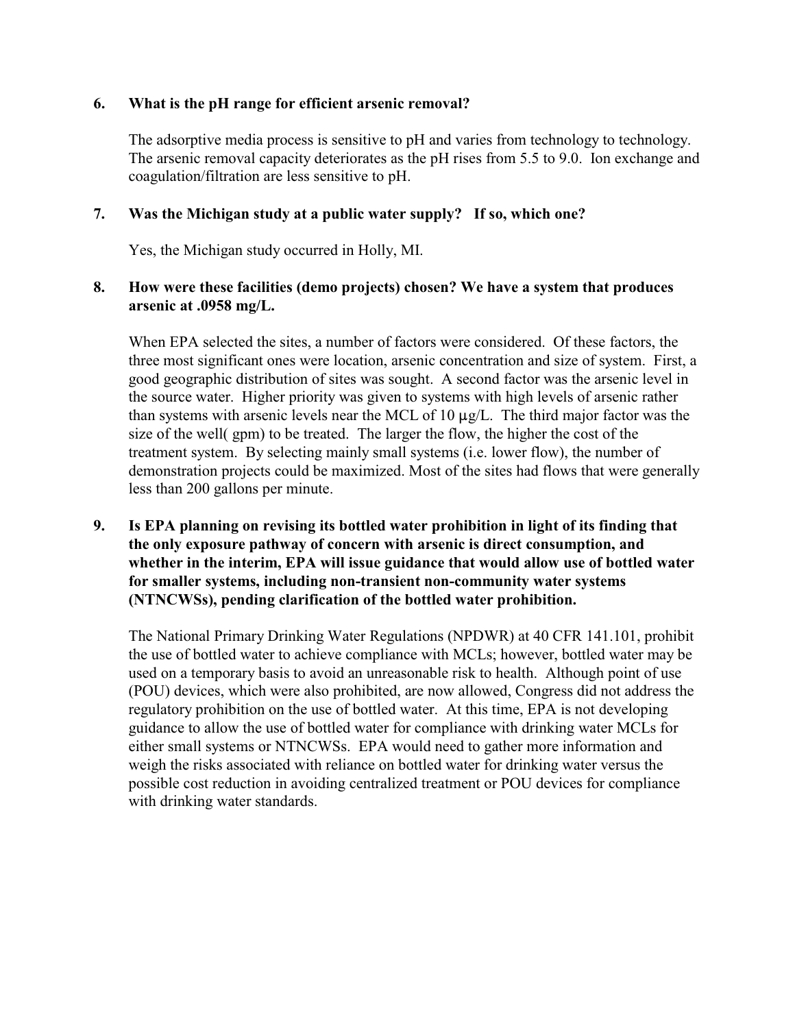**6. What is the pH range for efficient arsenic removal?**

The adsorptive media process is sensitive to pH and varies from technology to technology. The arsenic removal capacity deteriorates as the pH rises from 5.5 to 9.0. Ion exchange and coagulation/filtration are less sensitive to pH.

**7. Was the Michigan study at a public water supply? If so, which one?**

Yes, the Michigan study occurred in Holly, MI.

**8. How were these facilities (demo projects) chosen? We have a system that produces arsenic at .0958 mg/L.**

When EPA selected the sites, a number of factors were considered. Of these factors, the three most significant ones were location, arsenic concentration and size of system. First, a good geographic distribution of sites was sought. A second factor was the arsenic level in the source water. Higher priority was given to systems with high levels of arsenic rather than systems with arsenic levels near the MCL of 10 µg/L. The third major factor was the size of the well( gpm) to be treated. The larger the flow, the higher the cost of the treatment system. By selecting mainly small systems (i.e. lower flow), the number of demonstration projects could be maximized. Most of the sites had flows that were generally less than 200 gallons per minute.

**9. Is EPA planning on revising its bottled water prohibition in light of its finding that the only exposure pathway of concern with arsenic is direct consumption, and whether in the interim, EPA will issue guidance that would allow use of bottled water for smaller systems, including non-transient non-community water systems (NTNCWSs), pending clarification of the bottled water prohibition.**

The National Primary Drinking Water Regulations (NPDWR) at 40 CFR 141.101, prohibit the use of bottled water to achieve compliance with MCLs; however, bottled water may be used on a temporary basis to avoid an unreasonable risk to health. Although point of use (POU) devices, which were also prohibited, are now allowed, Congress did not address the regulatory prohibition on the use of bottled water. At this time, EPA is not developing guidance to allow the use of bottled water for compliance with drinking water MCLs for either small systems or NTNCWSs. EPA would need to gather more information and weigh the risks associated with reliance on bottled water for drinking water versus the possible cost reduction in avoiding centralized treatment or POU devices for compliance with drinking water standards.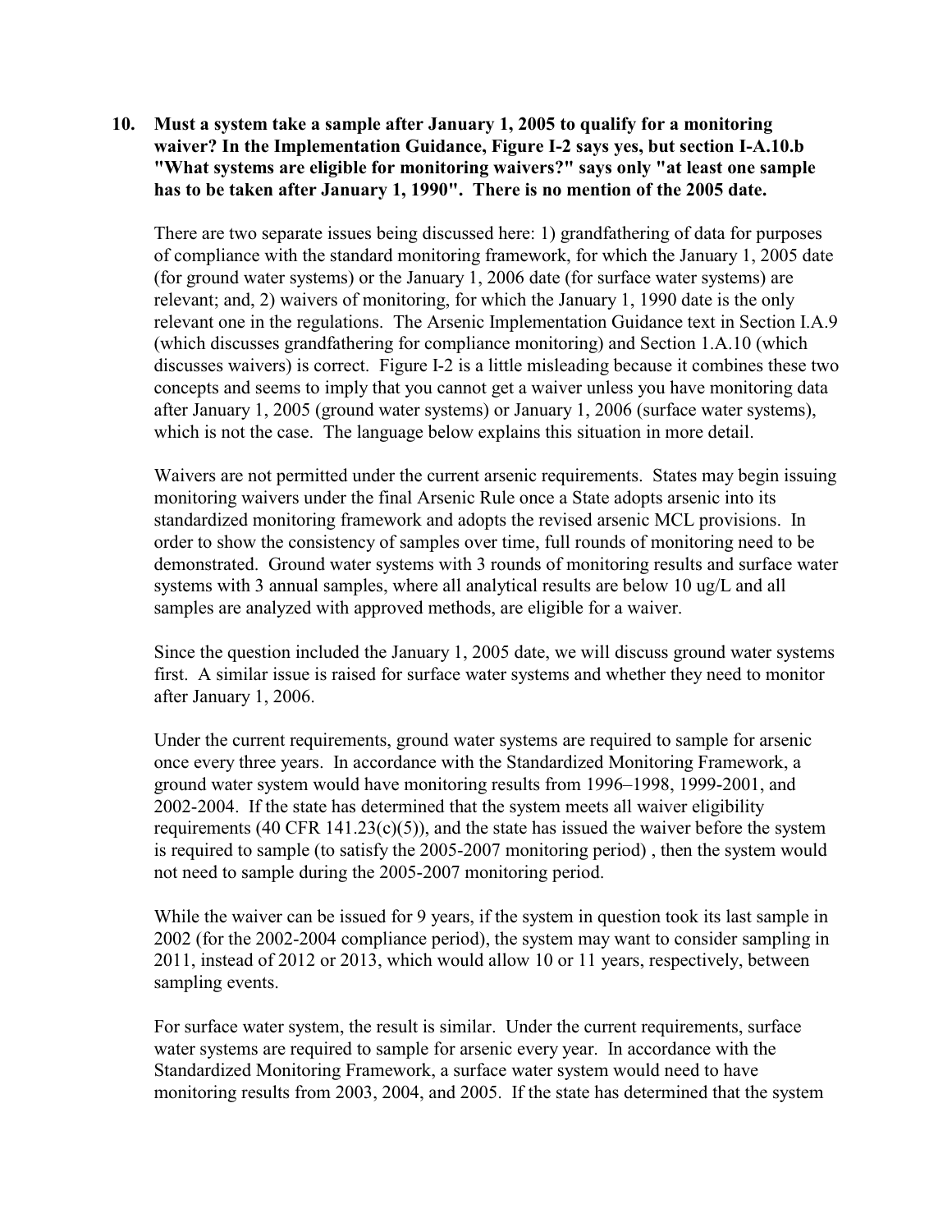**10. Must a system take a sample after January 1, 2005 to qualify for a monitoring waiver? In the Implementation Guidance, Figure I-2 says yes, but section I-A.10.b "What systems are eligible for monitoring waivers?" says only "at least one sample has to be taken after January 1, 1990". There is no mention of the 2005 date.**

There are two separate issues being discussed here: 1) grandfathering of data for purposes of compliance with the standard monitoring framework, for which the January 1, 2005 date (for ground water systems) or the January 1, 2006 date (for surface water systems) are relevant; and, 2) waivers of monitoring, for which the January 1, 1990 date is the only relevant one in the regulations. The Arsenic Implementation Guidance text in Section I.A.9 (which discusses grandfathering for compliance monitoring) and Section 1.A.10 (which discusses waivers) is correct. Figure I-2 is a little misleading because it combines these two concepts and seems to imply that you cannot get a waiver unless you have monitoring data after January 1, 2005 (ground water systems) or January 1, 2006 (surface water systems), which is not the case. The language below explains this situation in more detail.

Waivers are not permitted under the current arsenic requirements. States may begin issuing monitoring waivers under the final Arsenic Rule once a State adopts arsenic into its standardized monitoring framework and adopts the revised arsenic MCL provisions. In order to show the consistency of samples over time, full rounds of monitoring need to be demonstrated. Ground water systems with 3 rounds of monitoring results and surface water systems with 3 annual samples, where all analytical results are below 10 ug/L and all samples are analyzed with approved methods, are eligible for a waiver.

Since the question included the January 1, 2005 date, we will discuss ground water systems first. A similar issue is raised for surface water systems and whether they need to monitor after January 1, 2006.

Under the current requirements, ground water systems are required to sample for arsenic once every three years. In accordance with the Standardized Monitoring Framework, a ground water system would have monitoring results from 1996–1998, 1999-2001, and 2002-2004. If the state has determined that the system meets all waiver eligibility requirements (40 CFR 141.23(c)(5)), and the state has issued the waiver before the system is required to sample (to satisfy the 2005-2007 monitoring period) , then the system would not need to sample during the 2005-2007 monitoring period.

While the waiver can be issued for 9 years, if the system in question took its last sample in 2002 (for the 2002-2004 compliance period), the system may want to consider sampling in 2011, instead of 2012 or 2013, which would allow 10 or 11 years, respectively, between sampling events.

For surface water system, the result is similar. Under the current requirements, surface water systems are required to sample for arsenic every year. In accordance with the Standardized Monitoring Framework, a surface water system would need to have monitoring results from 2003, 2004, and 2005. If the state has determined that the system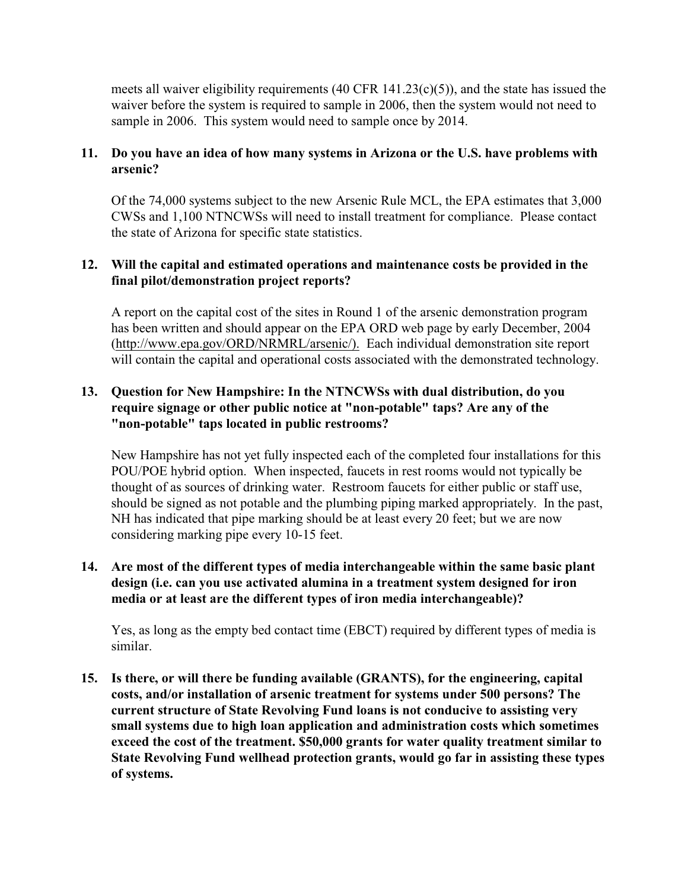meets all waiver eligibility requirements (40 CFR 141.23(c)(5)), and the state has issued the waiver before the system is required to sample in 2006, then the system would not need to sample in 2006. This system would need to sample once by 2014.

**11. Do you have an idea of how many systems in Arizona or the U.S. have problems with arsenic?**

Of the 74,000 systems subject to the new Arsenic Rule MCL, the EPA estimates that 3,000 CWSs and 1,100 NTNCWSs will need to install treatment for compliance. Please contact the state of Arizona for specific state statistics.

**12. Will the capital and estimated operations and maintenance costs be provided in the final pilot/demonstration project reports?**

A report on the capital cost of the sites in Round 1 of the arsenic demonstration program has been written and should appear on the EPA ORD web page by early December, 2004 (http://www.epa.gov/ORD/NRMRL/arsenic/). Each individual demonstration site report will contain the capital and operational costs associated with the demonstrated technology.

**13. Question for New Hampshire: In the NTNCWSs with dual distribution, do you require signage or other public notice at "non-potable" taps? Are any of the "non-potable" taps located in public restrooms?**

New Hampshire has not yet fully inspected each of the completed four installations for this POU/POE hybrid option. When inspected, faucets in rest rooms would not typically be thought of as sources of drinking water. Restroom faucets for either public or staff use, should be signed as not potable and the plumbing piping marked appropriately. In the past, NH has indicated that pipe marking should be at least every 20 feet; but we are now considering marking pipe every 10-15 feet.

**14. Are most of the different types of media interchangeable within the same basic plant design (i.e. can you use activated alumina in a treatment system designed for iron media or at least are the different types of iron media interchangeable)?**

Yes, as long as the empty bed contact time (EBCT) required by different types of media is similar.

**15. Is there, or will there be funding available (GRANTS), for the engineering, capital costs, and/or installation of arsenic treatment for systems under 500 persons? The current structure of State Revolving Fund loans is not conducive to assisting very small systems due to high loan application and administration costs which sometimes exceed the cost of the treatment. $50,000 grants for water quality treatment similar to State Revolving Fund wellhead protection grants, would go far in assisting these types of systems.**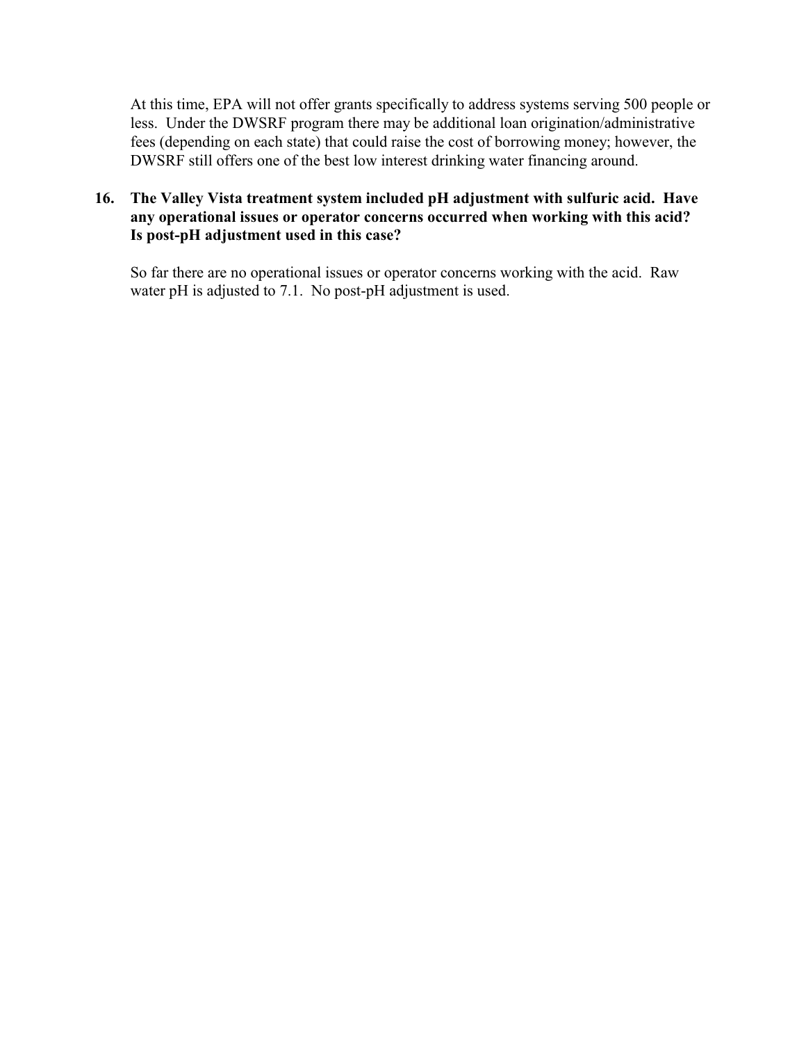At this time, EPA will not offer grants specifically to address systems serving 500 people or less. Under the DWSRF program there may be additional loan origination/administrative fees (depending on each state) that could raise the cost of borrowing money; however, the DWSRF still offers one of the best low interest drinking water financing around.

**16. The Valley Vista treatment system included pH adjustment with sulfuric acid. Have any operational issues or operator concerns occurred when working with this acid? Is post-pH adjustment used in this case?**

So far there are no operational issues or operator concerns working with the acid. Raw water pH is adjusted to 7.1. No post-pH adjustment is used.